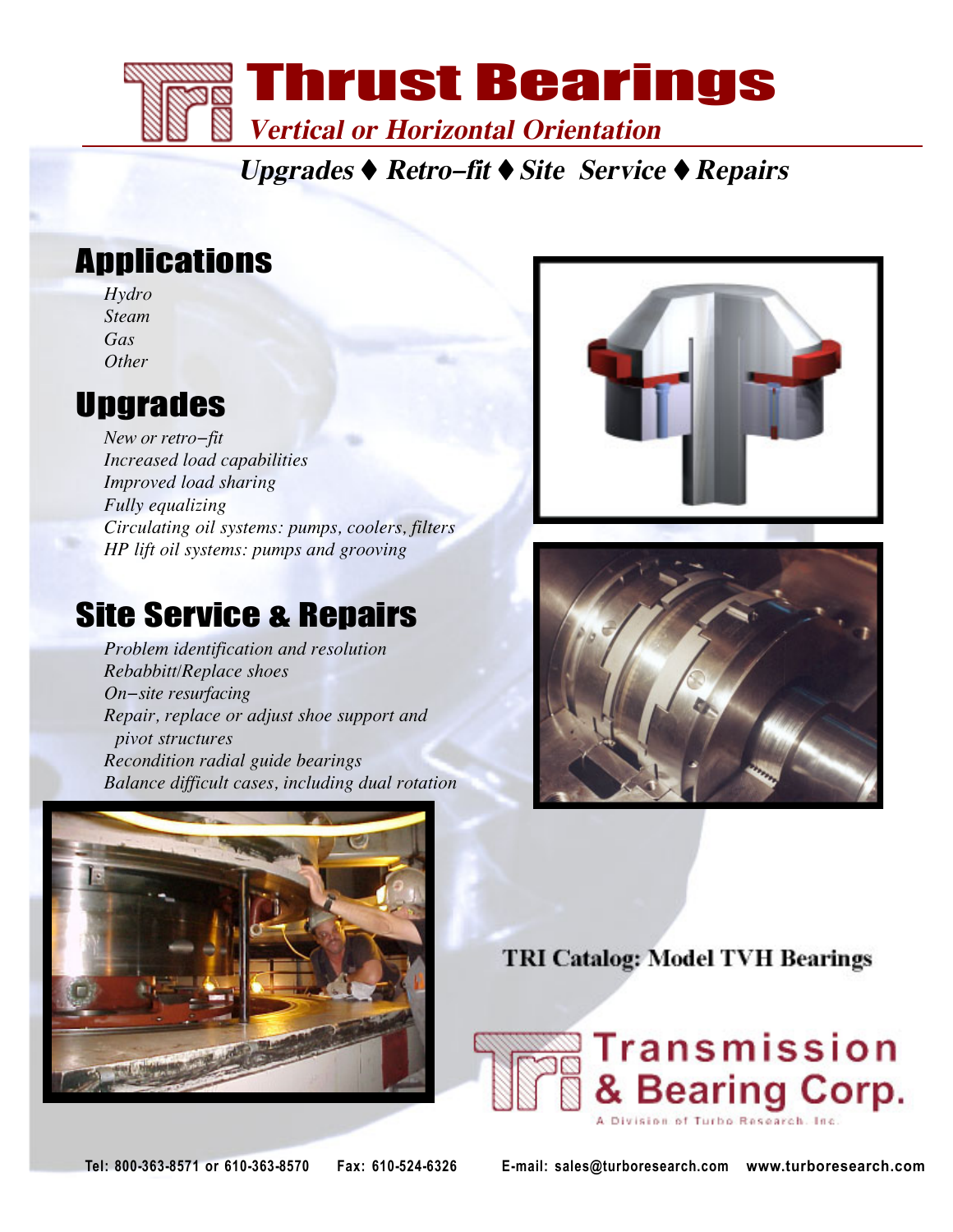# Thrust Bearings

***Vertical or Horizontal Orientation***

***Upgrades ♦ Retro–fit ♦ Site Service ♦ Repairs***

## Applications

*Hydro*
*Steam*
*Gas*
*Other*

## Upgrades

*New or retro–fit*
*Increased load capabilities*
*Improved load sharing*
*Fully equalizing*
*Circulating oil systems: pumps, coolers, filters*
*HP lift oil systems: pumps and grooving*

## Site Service & Repairs

*Problem identification and resolution*
*Rebabbitt/Replace shoes*
*On–site resurfacing*
*Repair, replace or adjust shoe support and pivot structures*
*Recondition radial guide bearings*
*Balance difficult cases, including dual rotation*

**TRI Catalog: Model TVH Bearings**

Transmission & Bearing Corp.
A Division of Turbo Research, Inc.

**Tel: 800-363-8571 or 610-363-8570 Fax: 610-524-6326 E-mail: sales@turboresearch.com www.turboresearch.com**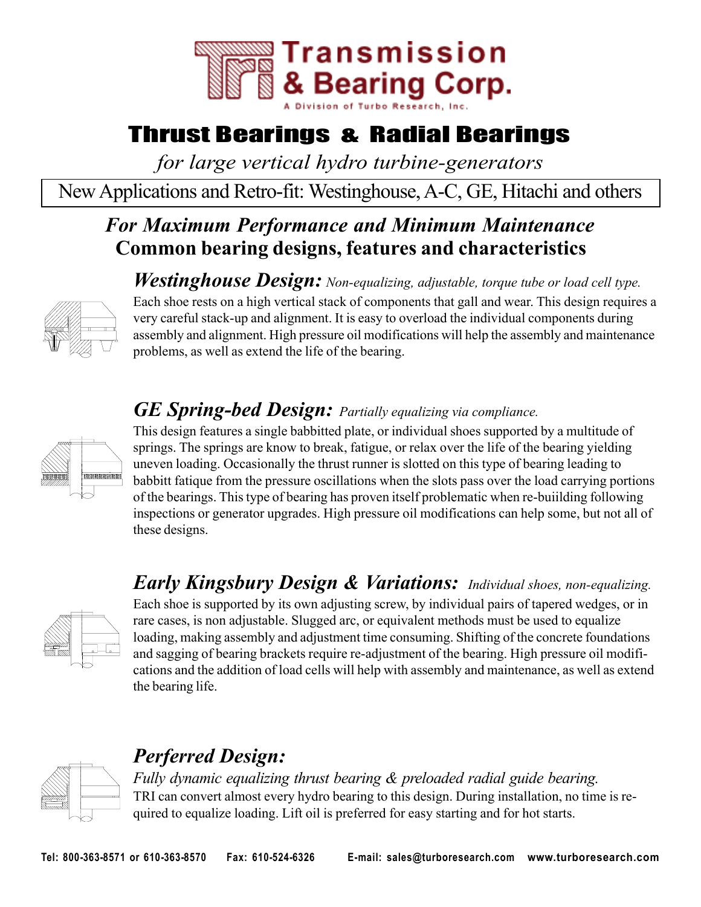# Transmission & Bearing Corp.

A Division of Turbo Research, Inc.

# Thrust Bearings & Radial Bearings

*for large vertical hydro turbine-generators*

New Applications and Retro-fit: Westinghouse, A-C, GE, Hitachi and others

## *For Maximum Performance and Minimum Maintenance*

## Common bearing designs, features and characteristics

### *Westinghouse Design:* *Non-equalizing, adjustable, torque tube or load cell type.*

Each shoe rests on a high vertical stack of components that gall and wear. This design requires a very careful stack-up and alignment. It is easy to overload the individual components during assembly and alignment. High pressure oil modifications will help the assembly and maintenance problems, as well as extend the life of the bearing.

### *GE Spring-bed Design:* *Partially equalizing via compliance.*

This design features a single babbitted plate, or individual shoes supported by a multitude of springs. The springs are know to break, fatigue, or relax over the life of the bearing yielding uneven loading. Occasionally the thrust runner is slotted on this type of bearing leading to babbitt fatique from the pressure oscillations when the slots pass over the load carrying portions of the bearings. This type of bearing has proven itself problematic when re-buiilding following inspections or generator upgrades. High pressure oil modifications can help some, but not all of these designs.

### *Early Kingsbury Design & Variations:* *Individual shoes, non-equalizing.*

Each shoe is supported by its own adjusting screw, by individual pairs of tapered wedges, or in rare cases, is non adjustable. Slugged arc, or equivalent methods must be used to equalize loading, making assembly and adjustment time consuming. Shifting of the concrete foundations and sagging of bearing brackets require re-adjustment of the bearing. High pressure oil modifications and the addition of load cells will help with assembly and maintenance, as well as extend the bearing life.

### *Perferred Design:*

*Fully dynamic equalizing thrust bearing & preloaded radial guide bearing.*

TRI can convert almost every hydro bearing to this design. During installation, no time is required to equalize loading. Lift oil is preferred for easy starting and for hot starts.

Tel: 800-363-8571 or 610-363-8570 Fax: 610-524-6326 E-mail: sales@turboresearch.com www.turboresearch.com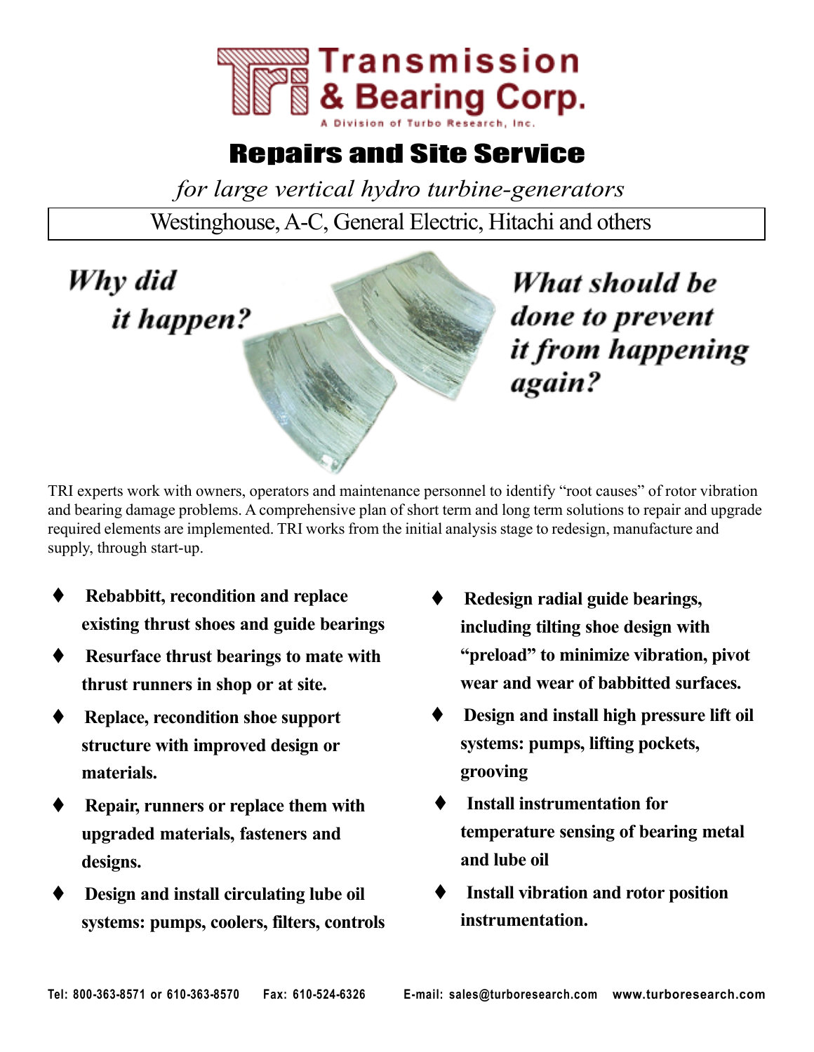# Transmission & Bearing Corp.

A Division of Turbo Research, Inc.

## Repairs and Site Service

*for large vertical hydro turbine-generators*

Westinghouse, A-C, General Electric, Hitachi and others

***Why did it happen?***

***What should be done to prevent it from happening again?***

TRI experts work with owners, operators and maintenance personnel to identify "root causes" of rotor vibration and bearing damage problems. A comprehensive plan of short term and long term solutions to repair and upgrade required elements are implemented. TRI works from the initial analysis stage to redesign, manufacture and supply, through start-up.

- **Rebabbitt, recondition and replace existing thrust shoes and guide bearings**
- **Resurface thrust bearings to mate with thrust runners in shop or at site.**
- **Replace, recondition shoe support structure with improved design or materials.**
- **Repair, runners or replace them with upgraded materials, fasteners and designs.**
- **Design and install circulating lube oil systems: pumps, coolers, filters, controls**
- **Redesign radial guide bearings, including tilting shoe design with "preload" to minimize vibration, pivot wear and wear of babbitted surfaces.**
- **Design and install high pressure lift oil systems: pumps, lifting pockets, grooving**
- **Install instrumentation for temperature sensing of bearing metal and lube oil**
- **Install vibration and rotor position instrumentation.**

**Tel: 800-363-8571 or 610-363-8570 Fax: 610-524-6326 E-mail: sales@turboresearch.com www.turboresearch.com**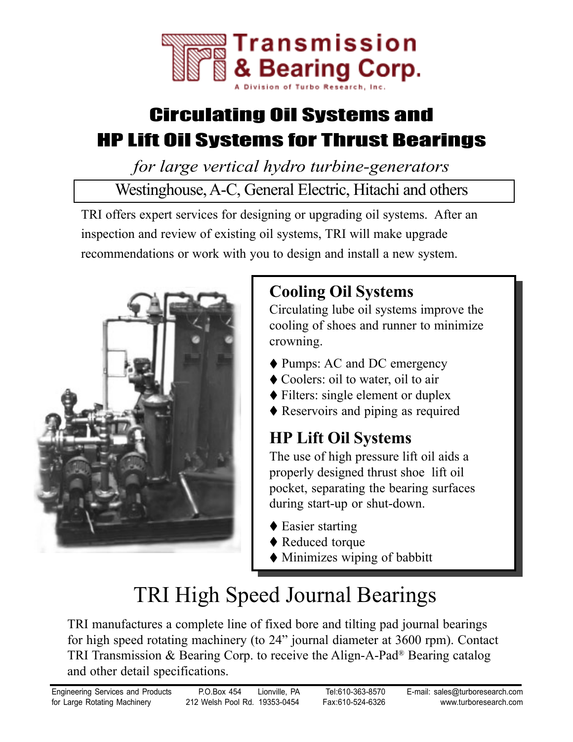# Transmission & Bearing Corp.

A Division of Turbo Research, Inc.

# Circulating Oil Systems and HP Lift Oil Systems for Thrust Bearings

*for large vertical hydro turbine-generators*

Westinghouse, A-C, General Electric, Hitachi and others

TRI offers expert services for designing or upgrading oil systems. After an inspection and review of existing oil systems, TRI will make upgrade recommendations or work with you to design and install a new system.

## Cooling Oil Systems

Circulating lube oil systems improve the cooling of shoes and runner to minimize crowning.

- Pumps: AC and DC emergency
- Coolers: oil to water, oil to air
- Filters: single element or duplex
- Reservoirs and piping as required

## HP Lift Oil Systems

The use of high pressure lift oil aids a properly designed thrust shoe lift oil pocket, separating the bearing surfaces during start-up or shut-down.

- Easier starting
- Reduced torque
- Minimizes wiping of babbitt

# TRI High Speed Journal Bearings

TRI manufactures a complete line of fixed bore and tilting pad journal bearings for high speed rotating machinery (to 24" journal diameter at 3600 rpm). Contact TRI Transmission & Bearing Corp. to receive the Align-A-Pad® Bearing catalog and other detail specifications.

Engineering Services and Products for Large Rotating Machinery | P.O.Box 454 Lionville, PA | 212 Welsh Pool Rd. 19353-0454 | Tel:610-363-8570 | Fax:610-524-6326 | E-mail: sales@turboresearch.com | www.turboresearch.com